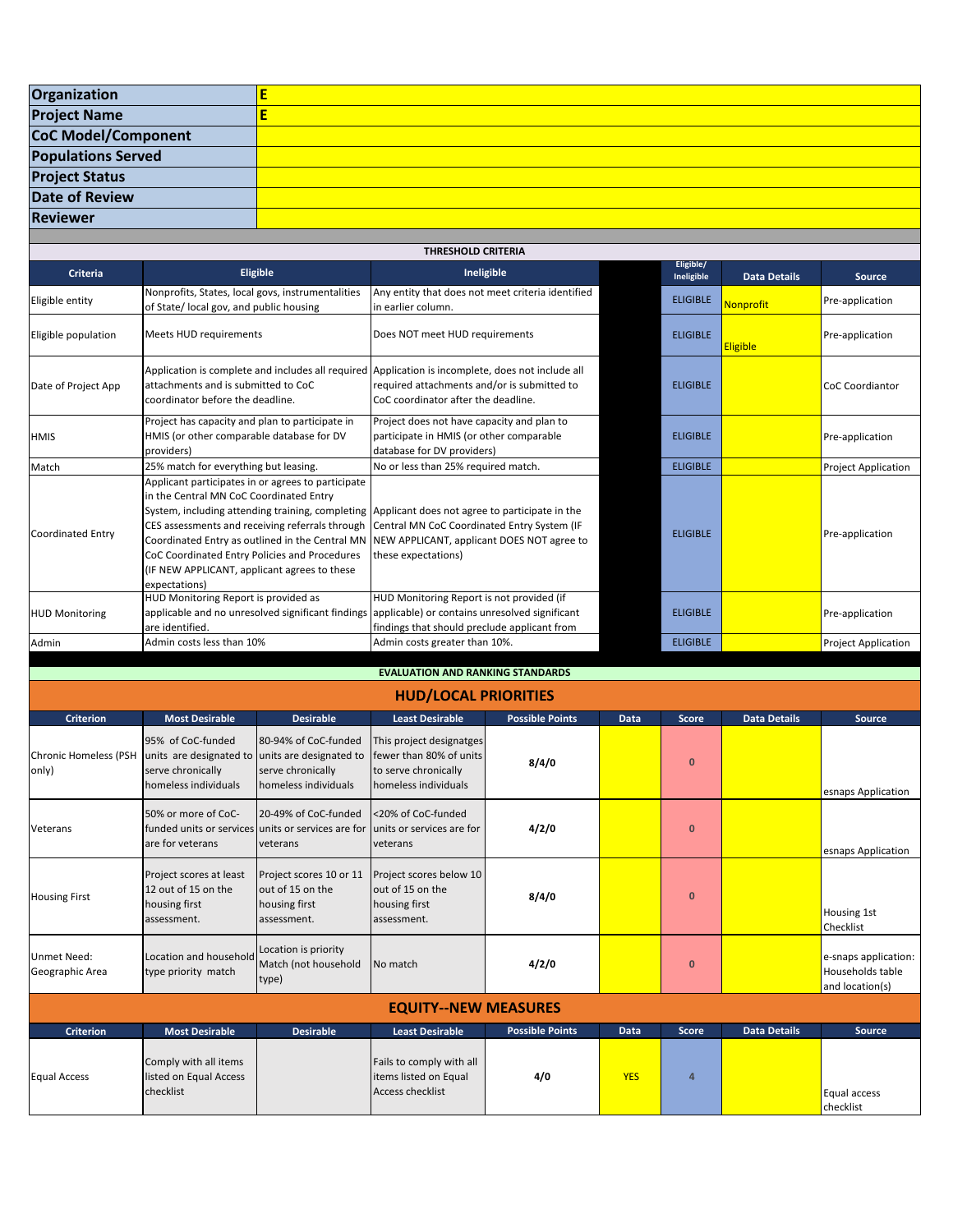| Organization | E |
|---|---|
| Project Name | E |
| CoC Model/Component | |
| Populations Served | |
| Project Status | |
| Date of Review | |
| Reviewer | |

**THRESHOLD CRITERIA**

| Criteria | Eligible | Ineligible | | Eligible/ Ineligible | Data Details | Source |
|---|---|---|---|---|---|---|
| Eligible entity | Nonprofits, States, local govs, instrumentalities of State/ local gov, and public housing | Any entity that does not meet criteria identified in earlier column. | | ELIGIBLE | Nonprofit | Pre-application |
| Eligible population | Meets HUD requirements | Does NOT meet HUD requirements | | ELIGIBLE | Eligible | Pre-application |
| Date of Project App | Application is complete and includes all required attachments and is submitted to CoC coordinator before the deadline. | Application is incomplete, does not include all required attachments and/or is submitted to CoC coordinator after the deadline. | | ELIGIBLE | | CoC Coordiantor |
| HMIS | Project has capacity and plan to participate in HMIS (or other comparable database for DV providers) | Project does not have capacity and plan to participate in HMIS (or other comparable database for DV providers) | | ELIGIBLE | | Pre-application |
| Match | 25% match for everything but leasing. | No or less than 25% required match. | | ELIGIBLE | | Project Application |
| Coordinated Entry | Applicant participates in or agrees to participate in the Central MN CoC Coordinated Entry System, including attending training, completing CES assessments and receiving referrals through Coordinated Entry as outlined in the Central MN CoC Coordinated Entry Policies and Procedures (IF NEW APPLICANT, applicant agrees to these expectations) | Applicant does not agree to participate in the Central MN CoC Coordinated Entry System (IF NEW APPLICANT, applicant DOES NOT agree to these expectations) | | ELIGIBLE | | Pre-application |
| HUD Monitoring | HUD Monitoring Report is provided as applicable and no unresolved significant findings are identified. | HUD Monitoring Report is not provided (if applicable) or contains unresolved significant findings that should preclude applicant from | | ELIGIBLE | | Pre-application |
| Admin | Admin costs less than 10% | Admin costs greater than 10%. | | ELIGIBLE | | Project Application |

**EVALUATION AND RANKING STANDARDS**

## HUD/LOCAL PRIORITIES

| Criterion | Most Desirable | Desirable | Least Desirable | Possible Points | Data | Score | Data Details | Source |
|---|---|---|---|---|---|---|---|---|
| Chronic Homeless (PSH only) | 95% of CoC-funded units are designated to serve chronically homeless individuals | 80-94% of CoC-funded units are designated to serve chronically homeless individuals | This project designatges fewer than 80% of units to serve chronically homeless individuals | 8/4/0 | | 0 | | esnaps Application |
| Veterans | 50% or more of CoC-funded units or services are for veterans | 20-49% of CoC-funded units or services are for veterans | <20% of CoC-funded units or services are for veterans | 4/2/0 | | 0 | | esnaps Application |
| Housing First | Project scores at least 12 out of 15 on the housing first assessment. | Project scores 10 or 11 out of 15 on the housing first assessment. | Project scores below 10 out of 15 on the housing first assessment. | 8/4/0 | | 0 | | Housing 1st Checklist |
| Unmet Need: Geographic Area | Location and household type priority match | Location is priority Match (not household type) | No match | 4/2/0 | | 0 | | e-snaps application: Households table and location(s) |

## EQUITY--NEW MEASURES

| Criterion | Most Desirable | Desirable | Least Desirable | Possible Points | Data | Score | Data Details | Source |
|---|---|---|---|---|---|---|---|---|
| Equal Access | Comply with all items listed on Equal Access checklist | | Fails to comply with all items listed on Equal Access checklist | 4/0 | YES | 4 | | Equal access checklist |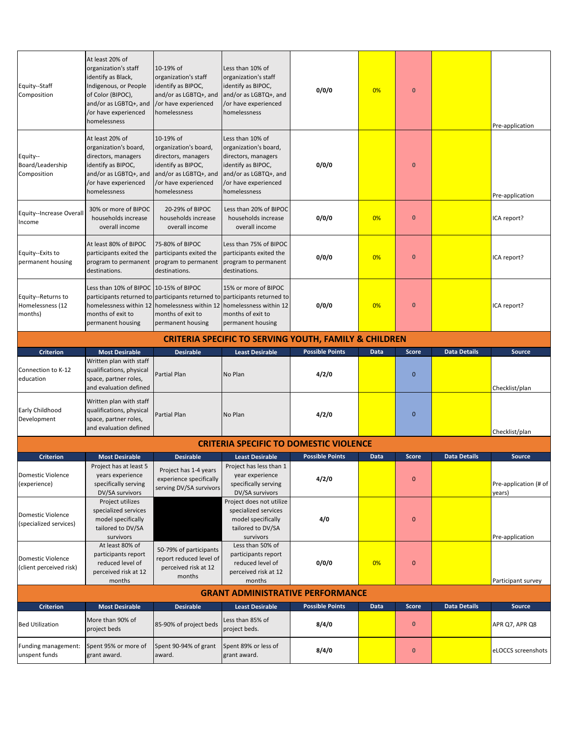| | | | | | | | | |
|---|---|---|---|---|---|---|---|---|
| Equity--Staff Composition | At least 20% of organization's staff identify as Black, Indigenous, or People of Color (BIPOC), and/or as LGBTQ+, and /or have experienced homelessness | 10-19% of organization's staff identify as BIPOC, and/or as LGBTQ+, and /or have experienced homelessness | Less than 10% of organization's staff identify as BIPOC, and/or as LGBTQ+, and /or have experienced homelessness | 0/0/0 | 0% | 0 | | Pre-application |
| Equity--Board/Leadership Composition | At least 20% of organization's board, directors, managers identify as BIPOC, and/or as LGBTQ+, and /or have experienced homelessness | 10-19% of organization's board, directors, managers identify as BIPOC, and/or as LGBTQ+, and /or have experienced homelessness | Less than 10% of organization's board, directors, managers identify as BIPOC, and/or as LGBTQ+, and /or have experienced homelessness | 0/0/0 | | 0 | | Pre-application |
| Equity--Increase Overall Income | 30% or more of BIPOC households increase overall income | 20-29% of BIPOC households increase overall income | Less than 20% of BIPOC households increase overall income | 0/0/0 | 0% | 0 | | ICA report? |
| Equity--Exits to permanent housing | At least 80% of BIPOC participants exited the program to permanent destinations. | 75-80% of BIPOC participants exited the program to permanent destinations. | Less than 75% of BIPOC participants exited the program to permanent destinations. | 0/0/0 | 0% | 0 | | ICA report? |
| Equity--Returns to Homelessness (12 months) | Less than 10% of BIPOC participants returned to homelessness within 12 months of exit to permanent housing | 10-15% of BIPOC participants returned to homelessness within 12 months of exit to permanent housing | 15% or more of BIPOC participants returned to homelessness within 12 months of exit to permanent housing | 0/0/0 | 0% | 0 | | ICA report? |

## CRITERIA SPECIFIC TO SERVING YOUTH, FAMILY & CHILDREN

| Criterion | Most Desirable | Desirable | Least Desirable | Possible Points | Data | Score | Data Details | Source |
|---|---|---|---|---|---|---|---|---|
| Connection to K-12 education | Written plan with staff qualifications, physical space, partner roles, and evaluation defined | Partial Plan | No Plan | 4/2/0 | | 0 | | Checklist/plan |
| Early Childhood Development | Written plan with staff qualifications, physical space, partner roles, and evaluation defined | Partial Plan | No Plan | 4/2/0 | | 0 | | Checklist/plan |

## CRITERIA SPECIFIC TO DOMESTIC VIOLENCE

| Criterion | Most Desirable | Desirable | Least Desirable | Possible Points | Data | Score | Data Details | Source |
|---|---|---|---|---|---|---|---|---|
| Domestic Violence (experience) | Project has at least 5 years experience specifically serving DV/SA survivors | Project has 1-4 years experience specifically serving DV/SA survivors | Project has less than 1 year experience specifically serving DV/SA survivors | 4/2/0 | | 0 | | Pre-application (# of years) |
| Domestic Violence (specialized services) | Project utilizes specialized services model specifically tailored to DV/SA survivors | | Project does not utilize specialized services model specifically tailored to DV/SA survivors | 4/0 | | 0 | | Pre-application |
| Domestic Violence (client perceived risk) | At least 80% of participants report reduced level of perceived risk at 12 months | 50-79% of participants report reduced level of perceived risk at 12 months | Less than 50% of participants report reduced level of perceived risk at 12 months | 0/0/0 | 0% | 0 | | Participant survey |

## GRANT ADMINISTRATIVE PERFORMANCE

| Criterion | Most Desirable | Desirable | Least Desirable | Possible Points | Data | Score | Data Details | Source |
|---|---|---|---|---|---|---|---|---|
| Bed Utilization | More than 90% of project beds | 85-90% of project beds | Less than 85% of project beds. | 8/4/0 | | 0 | | APR Q7, APR Q8 |
| Funding management: unspent funds | Spent 95% or more of grant award. | Spent 90-94% of grant award. | Spent 89% or less of grant award. | 8/4/0 | | 0 | | eLOCCS screenshots |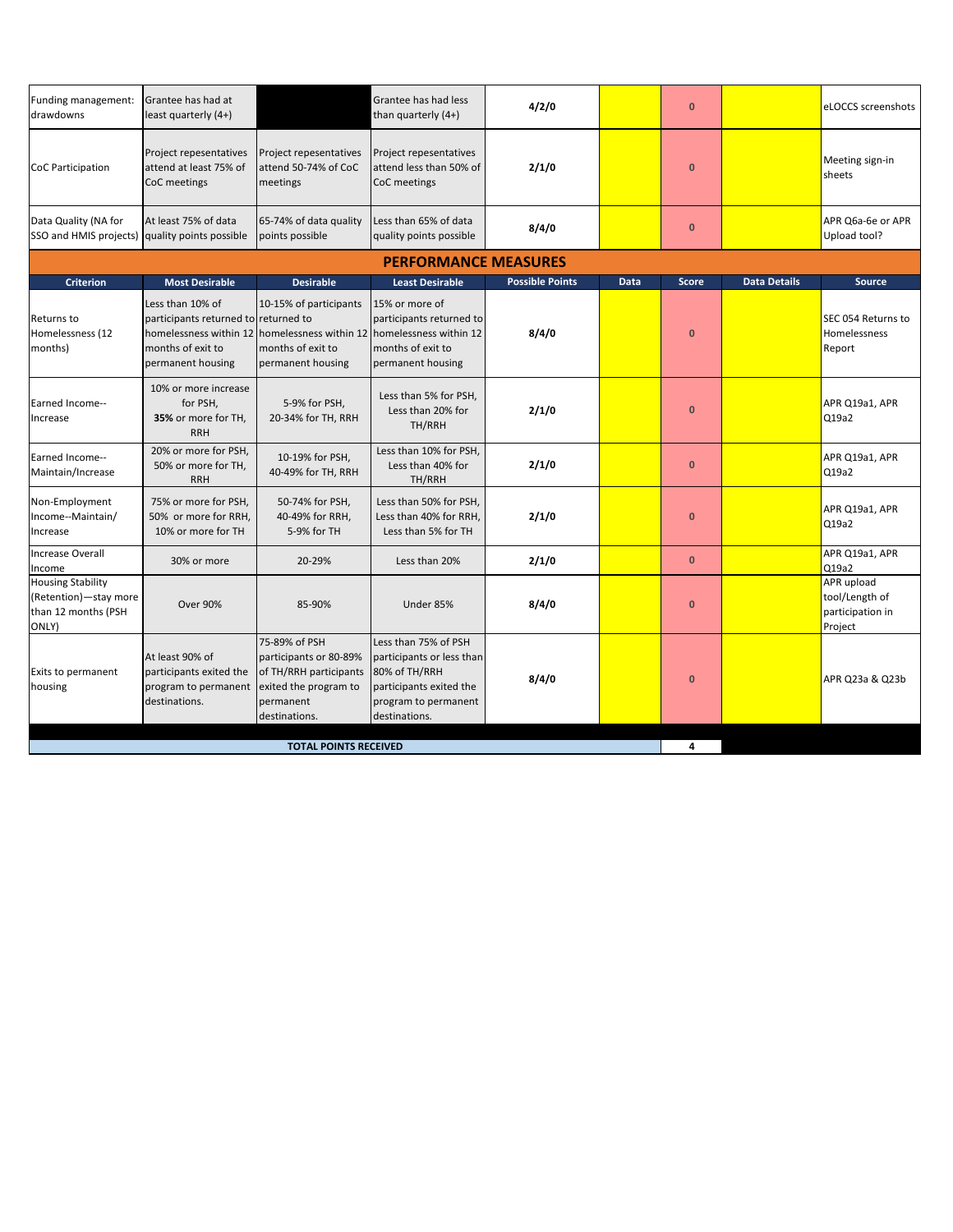| | | | | | | | | |
|---|---|---|---|---|---|---|---|---|
| Funding management: drawdowns | Grantee has had at least quarterly (4+) | | Grantee has had less than quarterly (4+) | **4/2/0** | | 0 | | eLOCCS screenshots |
| CoC Participation | Project repesentatives attend at least 75% of CoC meetings | Project repesentatives attend 50-74% of CoC meetings | Project repesentatives attend less than 50% of CoC meetings | **2/1/0** | | 0 | | Meeting sign-in sheets |
| Data Quality (NA for SSO and HMIS projects) | At least 75% of data quality points possible | 65-74% of data quality points possible | Less than 65% of data quality points possible | **8/4/0** | | 0 | | APR Q6a-6e or APR Upload tool? |
| **PERFORMANCE MEASURES** | | | | | | | | |
| **Criterion** | **Most Desirable** | **Desirable** | **Least Desirable** | **Possible Points** | **Data** | **Score** | **Data Details** | **Source** |
| Returns to Homelessness (12 months) | Less than 10% of participants returned to homelessness within 12 months of exit to permanent housing | 10-15% of participants returned to homelessness within 12 months of exit to permanent housing | 15% or more of participants returned to homelessness within 12 months of exit to permanent housing | **8/4/0** | | 0 | | SEC 054 Returns to Homelessness Report |
| Earned Income--Increase | 10% or more increase for PSH, **35%** or more for TH, RRH | 5-9% for PSH, 20-34% for TH, RRH | Less than 5% for PSH, Less than 20% for TH/RRH | **2/1/0** | | 0 | | APR Q19a1, APR Q19a2 |
| Earned Income--Maintain/Increase | 20% or more for PSH, 50% or more for TH, RRH | 10-19% for PSH, 40-49% for TH, RRH | Less than 10% for PSH, Less than 40% for TH/RRH | **2/1/0** | | 0 | | APR Q19a1, APR Q19a2 |
| Non-Employment Income--Maintain/ Increase | 75% or more for PSH, 50% or more for RRH, 10% or more for TH | 50-74% for PSH, 40-49% for RRH, 5-9% for TH | Less than 50% for PSH, Less than 40% for RRH, Less than 5% for TH | **2/1/0** | | 0 | | APR Q19a1, APR Q19a2 |
| Increase Overall Income | 30% or more | 20-29% | Less than 20% | **2/1/0** | | 0 | | APR Q19a1, APR Q19a2 |
| Housing Stability (Retention)—stay more than 12 months (PSH ONLY) | Over 90% | 85-90% | Under 85% | **8/4/0** | | 0 | | APR upload tool/Length of participation in Project |
| Exits to permanent housing | At least 90% of participants exited the program to permanent destinations. | 75-89% of PSH participants or 80-89% of TH/RRH participants exited the program to permanent destinations. | Less than 75% of PSH participants or less than 80% of TH/RRH participants exited the program to permanent destinations. | **8/4/0** | | 0 | | APR Q23a & Q23b |
| **TOTAL POINTS RECEIVED** | | | | | | 4 | | |